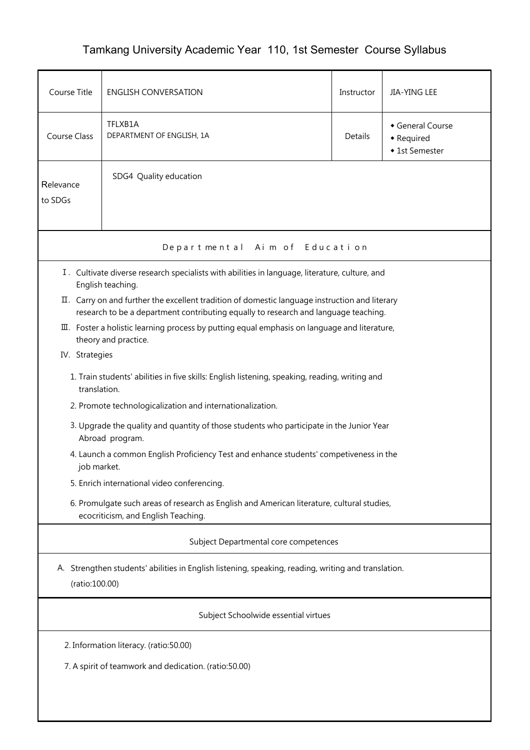# Tamkang University Academic Year 110, 1st Semester Course Syllabus

| Course Title | ENGLISH CONVERSATION | Instructor | JIA-YING LEE |
|---|---|---|---|
| Course Class | TFLXB1A<br>DEPARTMENT OF ENGLISH, 1A | Details | ◆ General Course<br>◆ Required<br>◆ 1st Semester |
| Relevance to SDGs | SDG4 Quality education | | |

## Departmental Aim of Education

Ⅰ. Cultivate diverse research specialists with abilities in language, literature, culture, and English teaching.

Ⅱ. Carry on and further the excellent tradition of domestic language instruction and literary research to be a department contributing equally to research and language teaching.

Ⅲ. Foster a holistic learning process by putting equal emphasis on language and literature, theory and practice.

IV. Strategies

1. Train students' abilities in five skills: English listening, speaking, reading, writing and translation.
2. Promote technologicalization and internationalization.
3. Upgrade the quality and quantity of those students who participate in the Junior Year Abroad program.
4. Launch a common English Proficiency Test and enhance students' competiveness in the job market.
5. Enrich international video conferencing.
6. Promulgate such areas of research as English and American literature, cultural studies, ecocriticism, and English Teaching.

## Subject Departmental core competences

A. Strengthen students' abilities in English listening, speaking, reading, writing and translation. (ratio:100.00)

## Subject Schoolwide essential virtues

2. Information literacy. (ratio:50.00)

7. A spirit of teamwork and dedication. (ratio:50.00)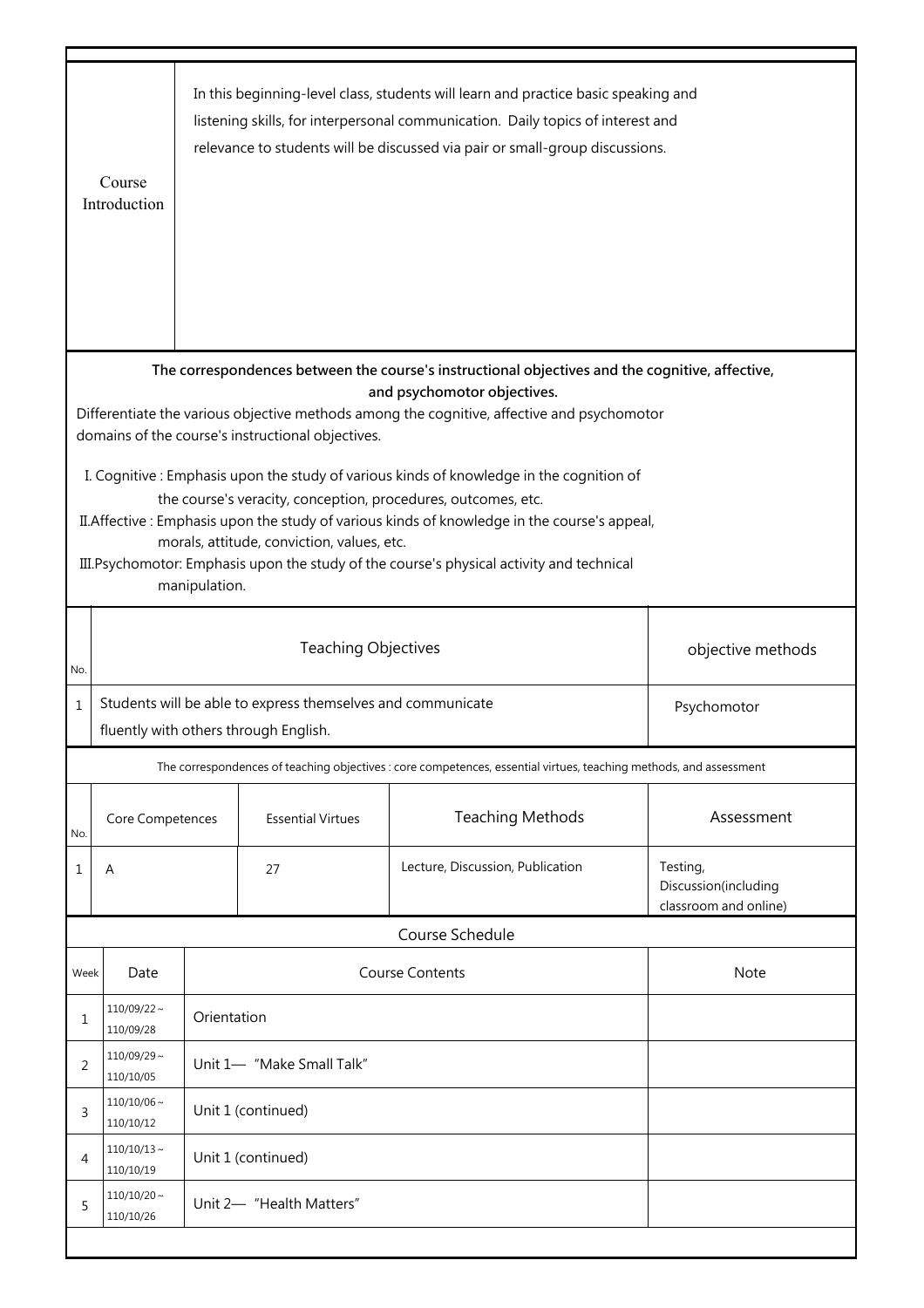| Course Introduction | In this beginning-level class, students will learn and practice basic speaking and listening skills, for interpersonal communication. Daily topics of interest and relevance to students will be discussed via pair or small-group discussions. |
|---|---|

**The correspondences between the course's instructional objectives and the cognitive, affective, and psychomotor objectives.**

Differentiate the various objective methods among the cognitive, affective and psychomotor domains of the course's instructional objectives.

I. Cognitive : Emphasis upon the study of various kinds of knowledge in the cognition of the course's veracity, conception, procedures, outcomes, etc.

II.Affective : Emphasis upon the study of various kinds of knowledge in the course's appeal, morals, attitude, conviction, values, etc.

III.Psychomotor: Emphasis upon the study of the course's physical activity and technical manipulation.

| No. | Teaching Objectives | objective methods |
|---|---|---|
| 1 | Students will be able to express themselves and communicate fluently with others through English. | Psychomotor |

The correspondences of teaching objectives : core competences, essential virtues, teaching methods, and assessment

| No. | Core Competences | Essential Virtues | Teaching Methods | Assessment |
|---|---|---|---|---|
| 1 | A | 27 | Lecture, Discussion, Publication | Testing, Discussion(including classroom and online) |

Course Schedule

| Week | Date | Course Contents | Note |
|---|---|---|---|
| 1 | 110/09/22～110/09/28 | Orientation | |
| 2 | 110/09/29～110/10/05 | Unit 1— "Make Small Talk" | |
| 3 | 110/10/06～110/10/12 | Unit 1 (continued) | |
| 4 | 110/10/13～110/10/19 | Unit 1 (continued) | |
| 5 | 110/10/20～110/10/26 | Unit 2— "Health Matters" | |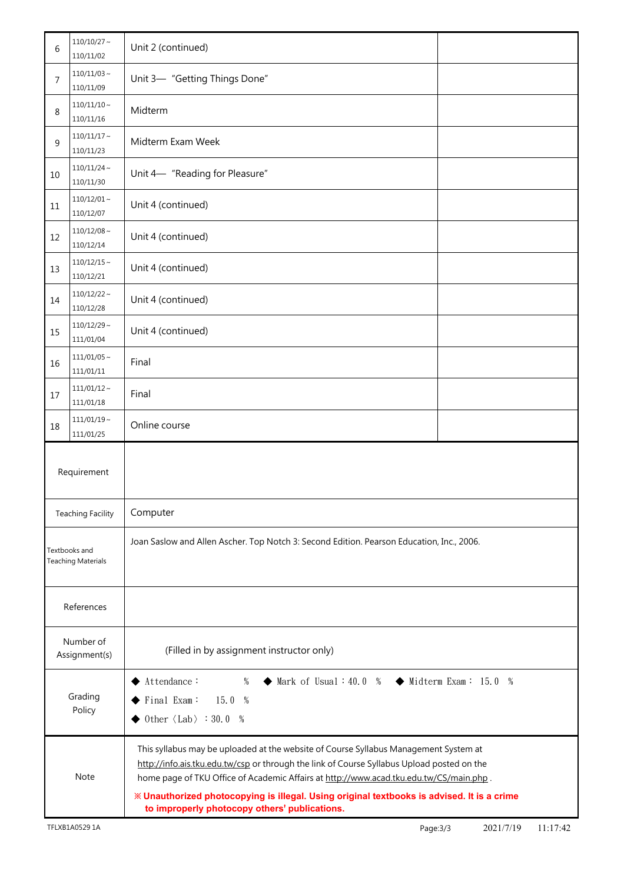| | | | |
|---|---|---|---|
| 6 | 110/10/27～110/11/02 | Unit 2 (continued) | |
| 7 | 110/11/03～110/11/09 | Unit 3— "Getting Things Done" | |
| 8 | 110/11/10～110/11/16 | Midterm | |
| 9 | 110/11/17～110/11/23 | Midterm Exam Week | |
| 10 | 110/11/24～110/11/30 | Unit 4— "Reading for Pleasure" | |
| 11 | 110/12/01～110/12/07 | Unit 4 (continued) | |
| 12 | 110/12/08～110/12/14 | Unit 4 (continued) | |
| 13 | 110/12/15～110/12/21 | Unit 4 (continued) | |
| 14 | 110/12/22～110/12/28 | Unit 4 (continued) | |
| 15 | 110/12/29～111/01/04 | Unit 4 (continued) | |
| 16 | 111/01/05～111/01/11 | Final | |
| 17 | 111/01/12～111/01/18 | Final | |
| 18 | 111/01/19～111/01/25 | Online course | |

| | |
|---|---|
| Requirement | |
| Teaching Facility | Computer |
| Textbooks and Teaching Materials | Joan Saslow and Allen Ascher. Top Notch 3: Second Edition. Pearson Education, Inc., 2006. |
| References | |
| Number of Assignment(s) | (Filled in by assignment instructor only) |
| Grading Policy | ◆ Attendance： % ◆ Mark of Usual：40.0 % ◆ Midterm Exam： 15.0 % ◆ Final Exam： 15.0 % ◆ Other〈Lab〉：30.0 % |
| Note | This syllabus may be uploaded at the website of Course Syllabus Management System at http://info.ais.tku.edu.tw/csp or through the link of Course Syllabus Upload posted on the home page of TKU Office of Academic Affairs at http://www.acad.tku.edu.tw/CS/main.php . **※Unauthorized photocopying is illegal. Using original textbooks is advised. It is a crime to improperly photocopy others' publications.** |

TFLXB1A0529 1A 2021/7/19 11:17:42